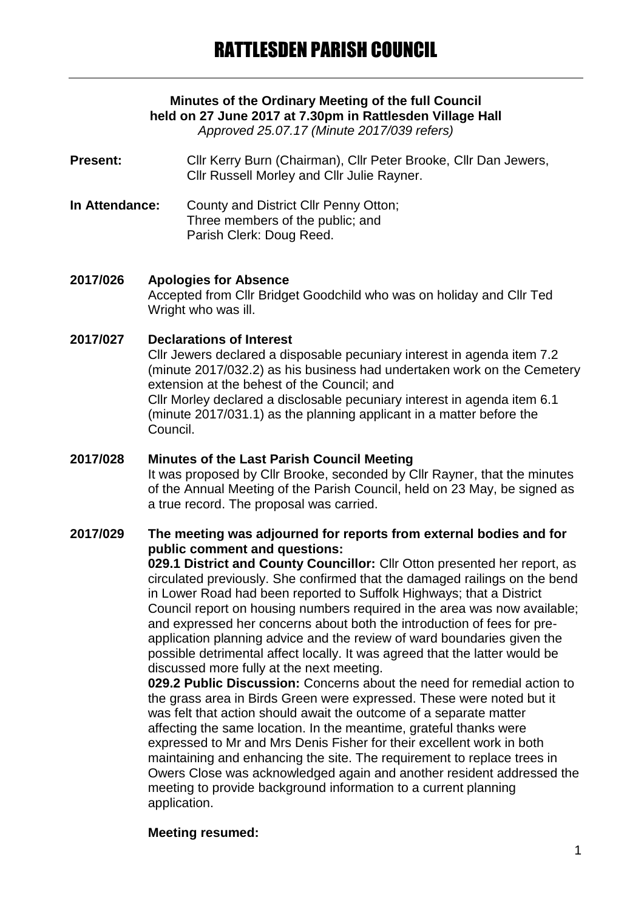# RATTLESDEN PARISH COUNCIL

**Minutes of the Ordinary Meeting of the full Council held on 27 June 2017 at 7.30pm in Rattlesden Village Hall**
*Approved 25.07.17 (Minute 2017/039 refers)*

**Present:** Cllr Kerry Burn (Chairman), Cllr Peter Brooke, Cllr Dan Jewers, Cllr Russell Morley and Cllr Julie Rayner.

**In Attendance:** County and District Cllr Penny Otton; Three members of the public; and Parish Clerk: Doug Reed.

**2017/026 Apologies for Absence**

Accepted from Cllr Bridget Goodchild who was on holiday and Cllr Ted Wright who was ill.

**2017/027 Declarations of Interest**

Cllr Jewers declared a disposable pecuniary interest in agenda item 7.2 (minute 2017/032.2) as his business had undertaken work on the Cemetery extension at the behest of the Council; and
Cllr Morley declared a disclosable pecuniary interest in agenda item 6.1 (minute 2017/031.1) as the planning applicant in a matter before the Council.

**2017/028 Minutes of the Last Parish Council Meeting**

It was proposed by Cllr Brooke, seconded by Cllr Rayner, that the minutes of the Annual Meeting of the Parish Council, held on 23 May, be signed as a true record. The proposal was carried.

**2017/029 The meeting was adjourned for reports from external bodies and for public comment and questions:**

**029.1 District and County Councillor:** Cllr Otton presented her report, as circulated previously. She confirmed that the damaged railings on the bend in Lower Road had been reported to Suffolk Highways; that a District Council report on housing numbers required in the area was now available; and expressed her concerns about both the introduction of fees for pre-application planning advice and the review of ward boundaries given the possible detrimental affect locally. It was agreed that the latter would be discussed more fully at the next meeting.

**029.2 Public Discussion:** Concerns about the need for remedial action to the grass area in Birds Green were expressed. These were noted but it was felt that action should await the outcome of a separate matter affecting the same location. In the meantime, grateful thanks were expressed to Mr and Mrs Denis Fisher for their excellent work in both maintaining and enhancing the site. The requirement to replace trees in Owers Close was acknowledged again and another resident addressed the meeting to provide background information to a current planning application.

**Meeting resumed:**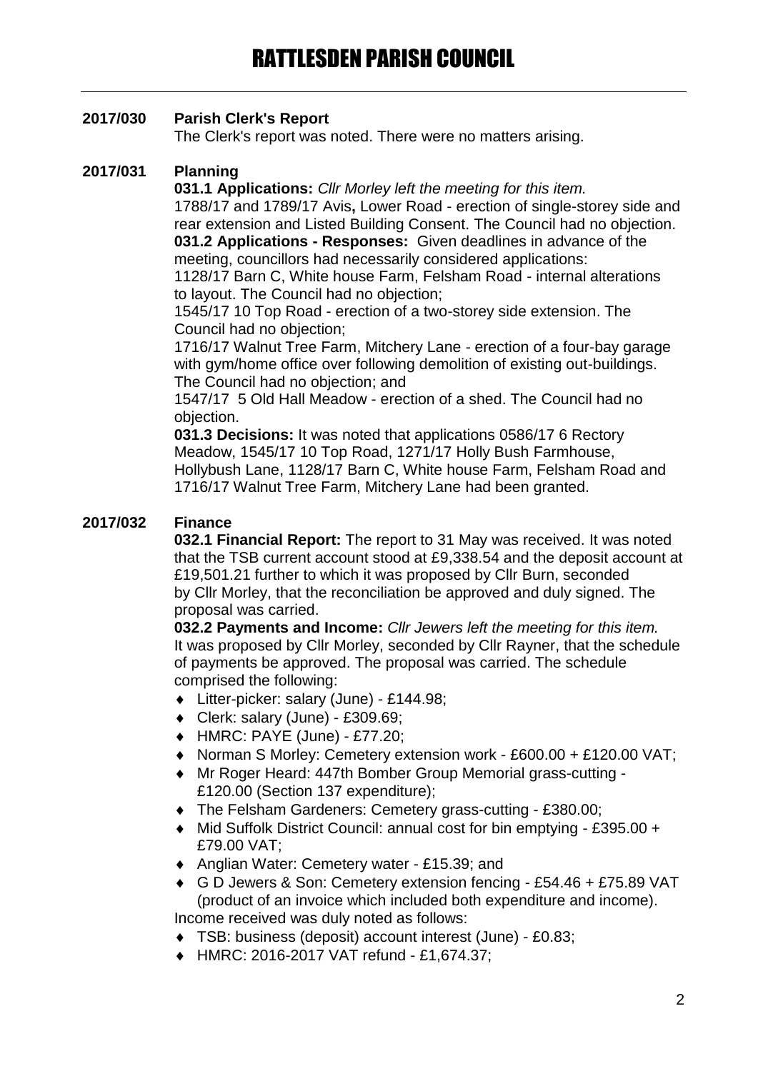## 2017/030 Parish Clerk's Report

The Clerk's report was noted. There were no matters arising.

## 2017/031 Planning

**031.1 Applications:** *Cllr Morley left the meeting for this item.*
1788/17 and 1789/17 Avis**,** Lower Road - erection of single-storey side and rear extension and Listed Building Consent. The Council had no objection.

**031.2 Applications - Responses:** Given deadlines in advance of the meeting, councillors had necessarily considered applications:
1128/17 Barn C, White house Farm, Felsham Road - internal alterations to layout. The Council had no objection;
1545/17 10 Top Road - erection of a two-storey side extension. The Council had no objection;
1716/17 Walnut Tree Farm, Mitchery Lane - erection of a four-bay garage with gym/home office over following demolition of existing out-buildings. The Council had no objection; and
1547/17 5 Old Hall Meadow - erection of a shed. The Council had no objection.

**031.3 Decisions:** It was noted that applications 0586/17 6 Rectory Meadow, 1545/17 10 Top Road, 1271/17 Holly Bush Farmhouse, Hollybush Lane, 1128/17 Barn C, White house Farm, Felsham Road and 1716/17 Walnut Tree Farm, Mitchery Lane had been granted.

## 2017/032 Finance

**032.1 Financial Report:** The report to 31 May was received. It was noted that the TSB current account stood at £9,338.54 and the deposit account at £19,501.21 further to which it was proposed by Cllr Burn, seconded by Cllr Morley, that the reconciliation be approved and duly signed. The proposal was carried.

**032.2 Payments and Income:** *Cllr Jewers left the meeting for this item.*
It was proposed by Cllr Morley, seconded by Cllr Rayner, that the schedule of payments be approved. The proposal was carried. The schedule comprised the following:

- Litter-picker: salary (June) - £144.98;
- Clerk: salary (June) - £309.69;
- HMRC: PAYE (June) - £77.20;
- Norman S Morley: Cemetery extension work - £600.00 + £120.00 VAT;
- Mr Roger Heard: 447th Bomber Group Memorial grass-cutting - £120.00 (Section 137 expenditure);
- The Felsham Gardeners: Cemetery grass-cutting - £380.00;
- Mid Suffolk District Council: annual cost for bin emptying - £395.00 + £79.00 VAT;
- Anglian Water: Cemetery water - £15.39; and
- G D Jewers & Son: Cemetery extension fencing - £54.46 + £75.89 VAT (product of an invoice which included both expenditure and income).

Income received was duly noted as follows:

- TSB: business (deposit) account interest (June) - £0.83;
- HMRC: 2016-2017 VAT refund - £1,674.37;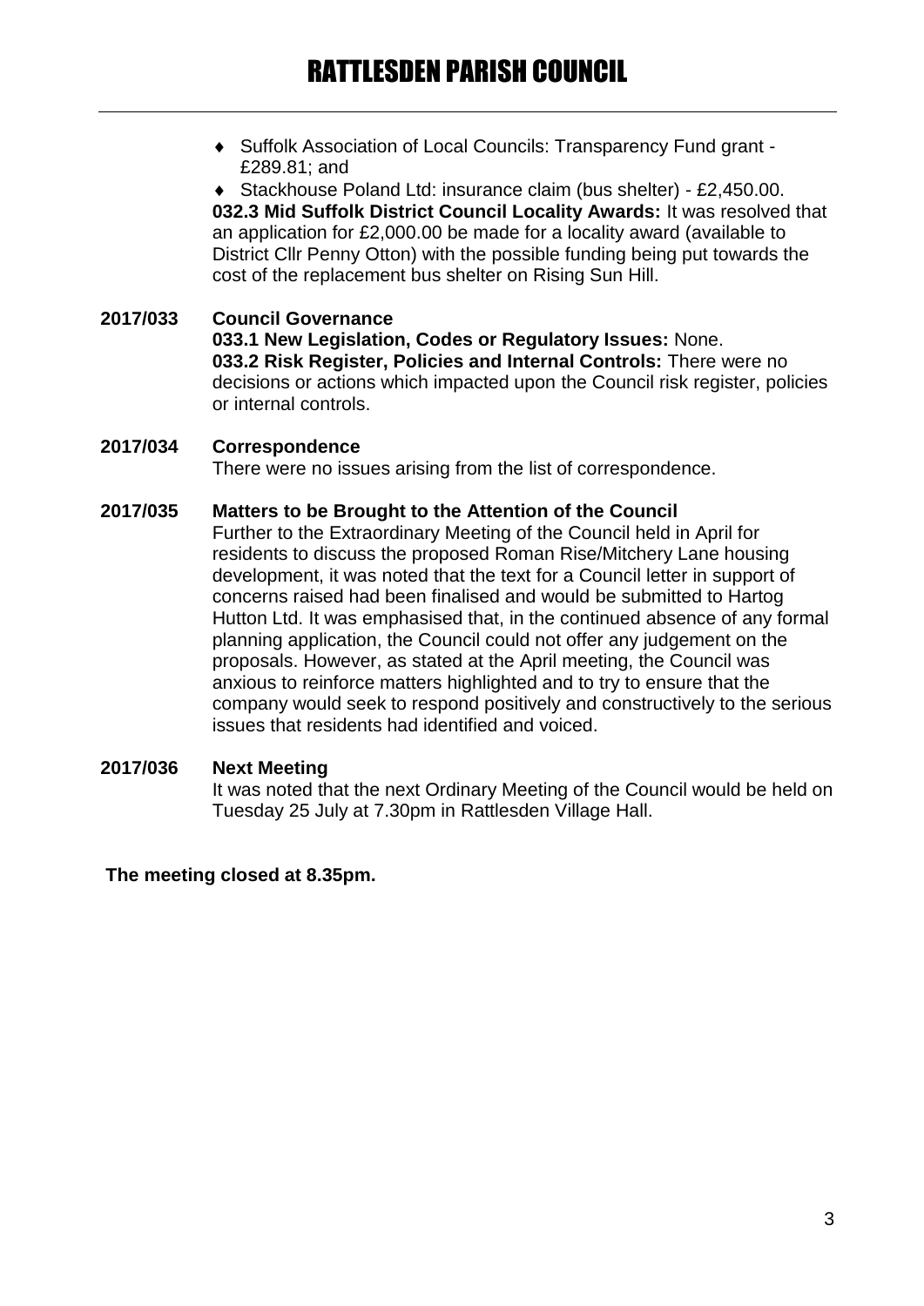- Suffolk Association of Local Councils: Transparency Fund grant - £289.81; and
- Stackhouse Poland Ltd: insurance claim (bus shelter) - £2,450.00.

**032.3 Mid Suffolk District Council Locality Awards:** It was resolved that an application for £2,000.00 be made for a locality award (available to District Cllr Penny Otton) with the possible funding being put towards the cost of the replacement bus shelter on Rising Sun Hill.

**2017/033 Council Governance**

**033.1 New Legislation, Codes or Regulatory Issues:** None.
**033.2 Risk Register, Policies and Internal Controls:** There were no decisions or actions which impacted upon the Council risk register, policies or internal controls.

**2017/034 Correspondence**

There were no issues arising from the list of correspondence.

**2017/035 Matters to be Brought to the Attention of the Council**

Further to the Extraordinary Meeting of the Council held in April for residents to discuss the proposed Roman Rise/Mitchery Lane housing development, it was noted that the text for a Council letter in support of concerns raised had been finalised and would be submitted to Hartog Hutton Ltd. It was emphasised that, in the continued absence of any formal planning application, the Council could not offer any judgement on the proposals. However, as stated at the April meeting, the Council was anxious to reinforce matters highlighted and to try to ensure that the company would seek to respond positively and constructively to the serious issues that residents had identified and voiced.

**2017/036 Next Meeting**

It was noted that the next Ordinary Meeting of the Council would be held on Tuesday 25 July at 7.30pm in Rattlesden Village Hall.

**The meeting closed at 8.35pm.**